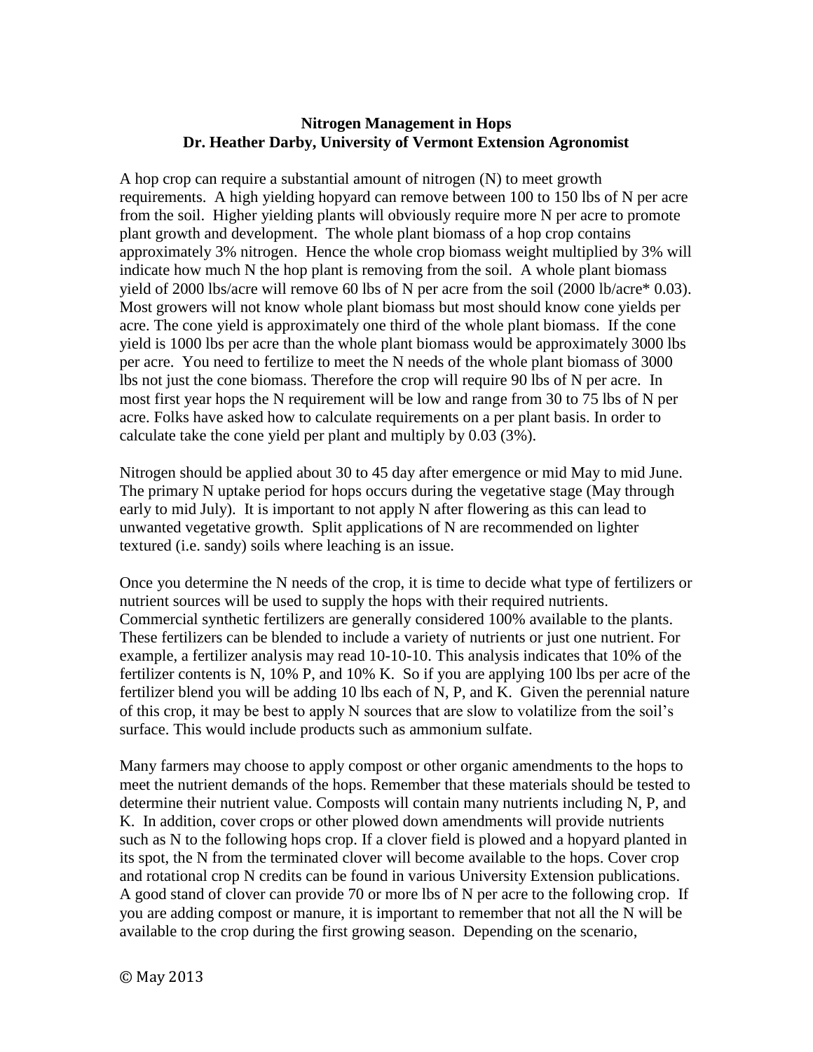# Nitrogen Management in Hops
## Dr. Heather Darby, University of Vermont Extension Agronomist

A hop crop can require a substantial amount of nitrogen (N) to meet growth requirements. A high yielding hopyard can remove between 100 to 150 lbs of N per acre from the soil. Higher yielding plants will obviously require more N per acre to promote plant growth and development. The whole plant biomass of a hop crop contains approximately 3% nitrogen. Hence the whole crop biomass weight multiplied by 3% will indicate how much N the hop plant is removing from the soil. A whole plant biomass yield of 2000 lbs/acre will remove 60 lbs of N per acre from the soil (2000 lb/acre* 0.03). Most growers will not know whole plant biomass but most should know cone yields per acre. The cone yield is approximately one third of the whole plant biomass. If the cone yield is 1000 lbs per acre than the whole plant biomass would be approximately 3000 lbs per acre. You need to fertilize to meet the N needs of the whole plant biomass of 3000 lbs not just the cone biomass. Therefore the crop will require 90 lbs of N per acre. In most first year hops the N requirement will be low and range from 30 to 75 lbs of N per acre. Folks have asked how to calculate requirements on a per plant basis. In order to calculate take the cone yield per plant and multiply by 0.03 (3%).

Nitrogen should be applied about 30 to 45 day after emergence or mid May to mid June. The primary N uptake period for hops occurs during the vegetative stage (May through early to mid July). It is important to not apply N after flowering as this can lead to unwanted vegetative growth. Split applications of N are recommended on lighter textured (i.e. sandy) soils where leaching is an issue.

Once you determine the N needs of the crop, it is time to decide what type of fertilizers or nutrient sources will be used to supply the hops with their required nutrients. Commercial synthetic fertilizers are generally considered 100% available to the plants. These fertilizers can be blended to include a variety of nutrients or just one nutrient. For example, a fertilizer analysis may read 10-10-10. This analysis indicates that 10% of the fertilizer contents is N, 10% P, and 10% K. So if you are applying 100 lbs per acre of the fertilizer blend you will be adding 10 lbs each of N, P, and K. Given the perennial nature of this crop, it may be best to apply N sources that are slow to volatilize from the soil's surface. This would include products such as ammonium sulfate.

Many farmers may choose to apply compost or other organic amendments to the hops to meet the nutrient demands of the hops. Remember that these materials should be tested to determine their nutrient value. Composts will contain many nutrients including N, P, and K. In addition, cover crops or other plowed down amendments will provide nutrients such as N to the following hops crop. If a clover field is plowed and a hopyard planted in its spot, the N from the terminated clover will become available to the hops. Cover crop and rotational crop N credits can be found in various University Extension publications. A good stand of clover can provide 70 or more lbs of N per acre to the following crop. If you are adding compost or manure, it is important to remember that not all the N will be available to the crop during the first growing season. Depending on the scenario,

© May 2013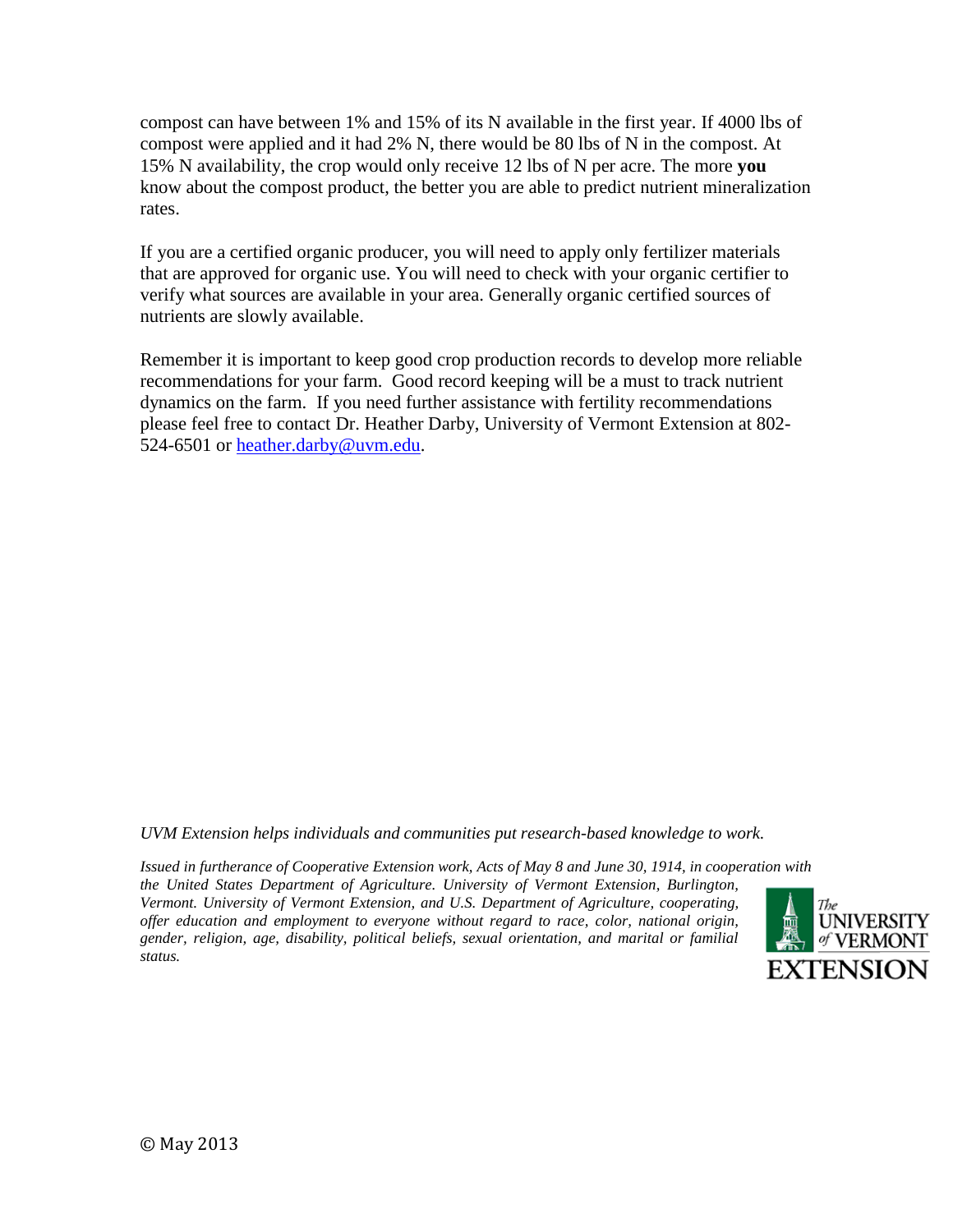compost can have between 1% and 15% of its N available in the first year. If 4000 lbs of compost were applied and it had 2% N, there would be 80 lbs of N in the compost. At 15% N availability, the crop would only receive 12 lbs of N per acre. The more **you** know about the compost product, the better you are able to predict nutrient mineralization rates.

If you are a certified organic producer, you will need to apply only fertilizer materials that are approved for organic use. You will need to check with your organic certifier to verify what sources are available in your area. Generally organic certified sources of nutrients are slowly available.

Remember it is important to keep good crop production records to develop more reliable recommendations for your farm. Good record keeping will be a must to track nutrient dynamics on the farm. If you need further assistance with fertility recommendations please feel free to contact Dr. Heather Darby, University of Vermont Extension at 802-524-6501 or heather.darby@uvm.edu.

*UVM Extension helps individuals and communities put research-based knowledge to work.*

*Issued in furtherance of Cooperative Extension work, Acts of May 8 and June 30, 1914, in cooperation with the United States Department of Agriculture. University of Vermont Extension, Burlington, Vermont. University of Vermont Extension, and U.S. Department of Agriculture, cooperating, offer education and employment to everyone without regard to race, color, national origin, gender, religion, age, disability, political beliefs, sexual orientation, and marital or familial status.*

The UNIVERSITY of VERMONT EXTENSION

© May 2013